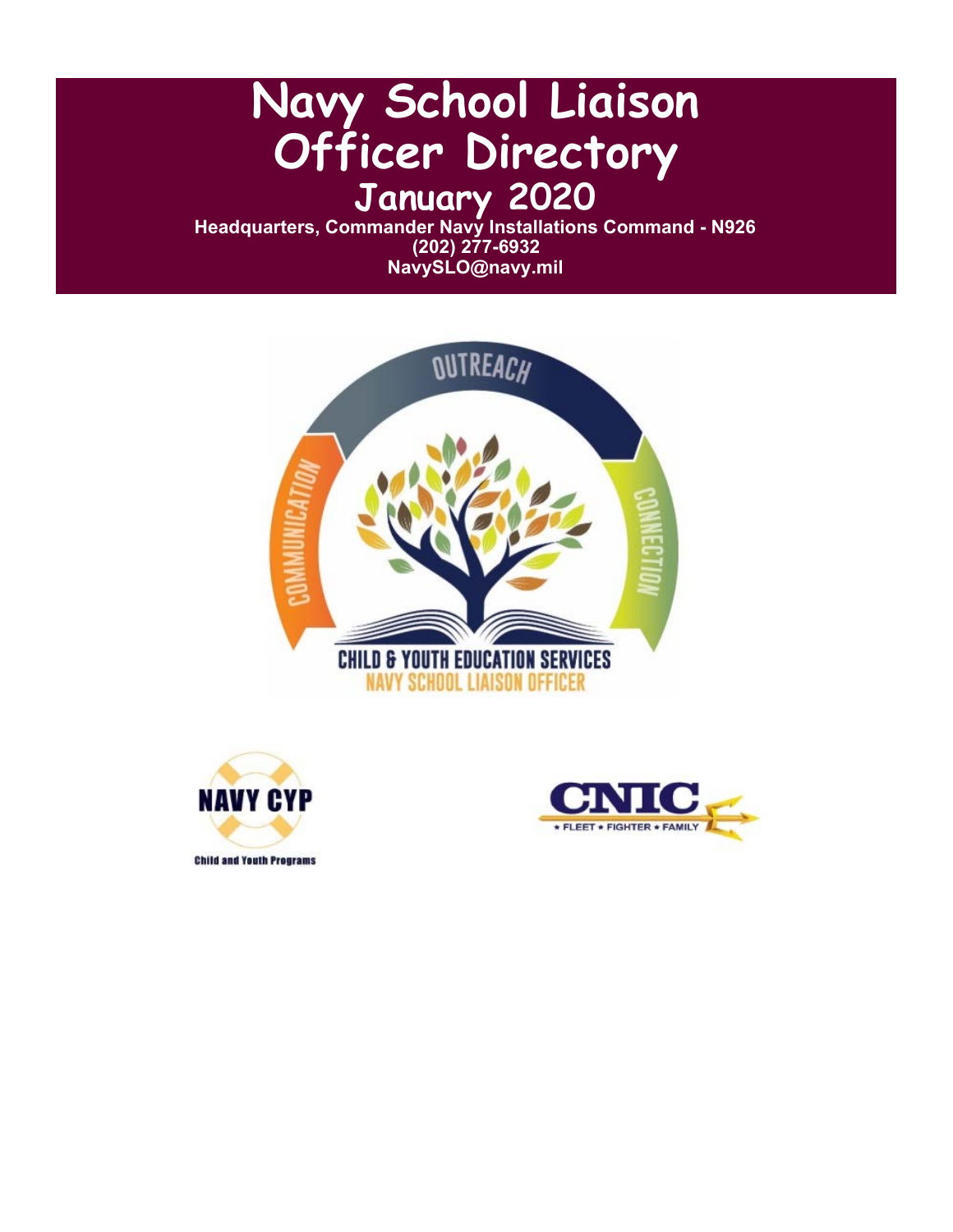# Navy School Liaison Officer Directory

## January 2020

**Headquarters, Commander Navy Installations Command - N926**
**(202) 277-6932**
**NavySLO@navy.mil**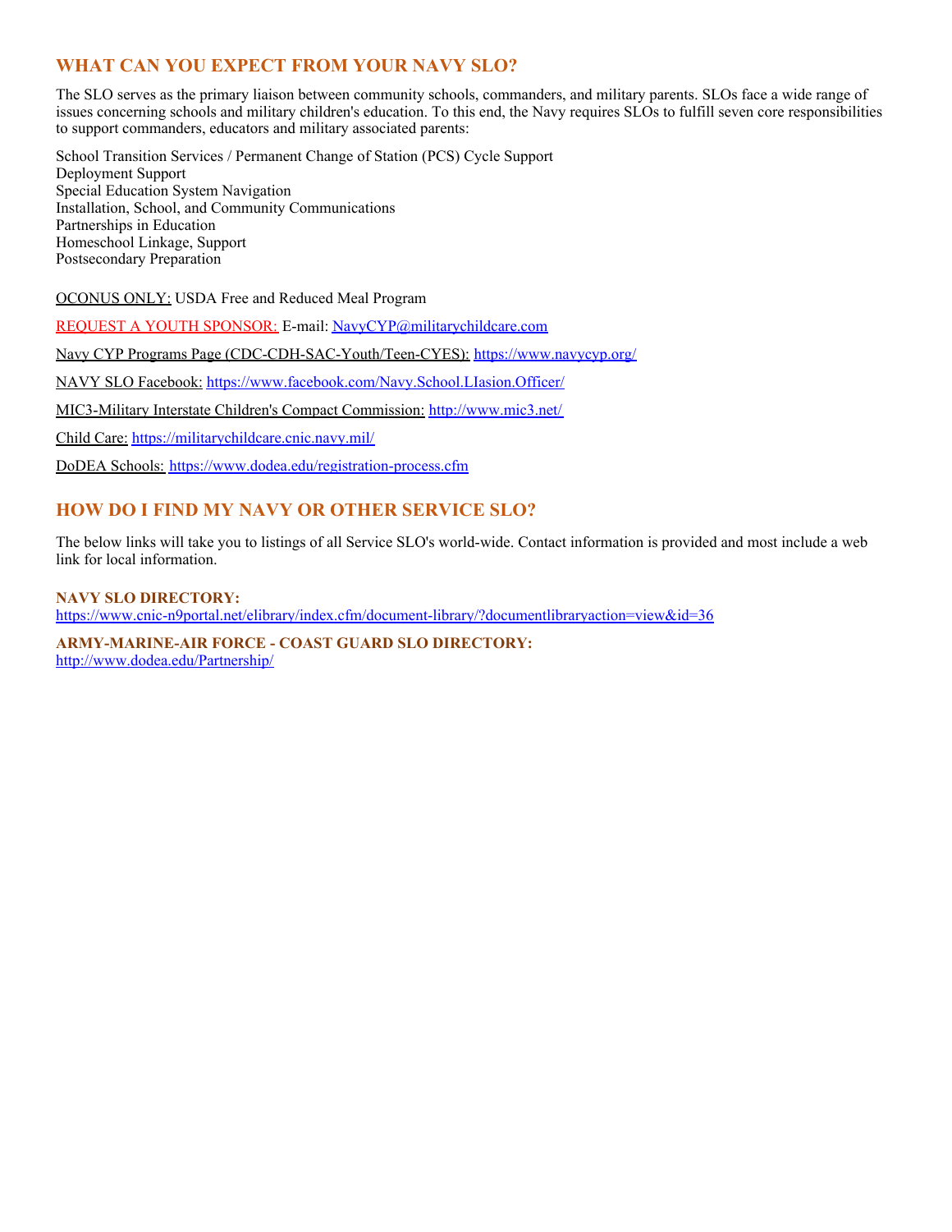## WHAT CAN YOU EXPECT FROM YOUR NAVY SLO?

The SLO serves as the primary liaison between community schools, commanders, and military parents. SLOs face a wide range of issues concerning schools and military children's education. To this end, the Navy requires SLOs to fulfill seven core responsibilities to support commanders, educators and military associated parents:

School Transition Services / Permanent Change of Station (PCS) Cycle Support
Deployment Support
Special Education System Navigation
Installation, School, and Community Communications
Partnerships in Education
Homeschool Linkage, Support
Postsecondary Preparation

OCONUS ONLY: USDA Free and Reduced Meal Program

REQUEST A YOUTH SPONSOR: E-mail: NavyCYP@militarychildcare.com

Navy CYP Programs Page (CDC-CDH-SAC-Youth/Teen-CYES): https://www.navycyp.org/

NAVY SLO Facebook: https://www.facebook.com/Navy.School.LIasion.Officer/

MIC3-Military Interstate Children's Compact Commission: http://www.mic3.net/

Child Care: https://militarychildcare.cnic.navy.mil/

DoDEA Schools: https://www.dodea.edu/registration-process.cfm

## HOW DO I FIND MY NAVY OR OTHER SERVICE SLO?

The below links will take you to listings of all Service SLO's world-wide. Contact information is provided and most include a web link for local information.

**NAVY SLO DIRECTORY:**
https://www.cnic-n9portal.net/elibrary/index.cfm/document-library/?documentlibraryaction=view&id=36

**ARMY-MARINE-AIR FORCE - COAST GUARD SLO DIRECTORY:**
http://www.dodea.edu/Partnership/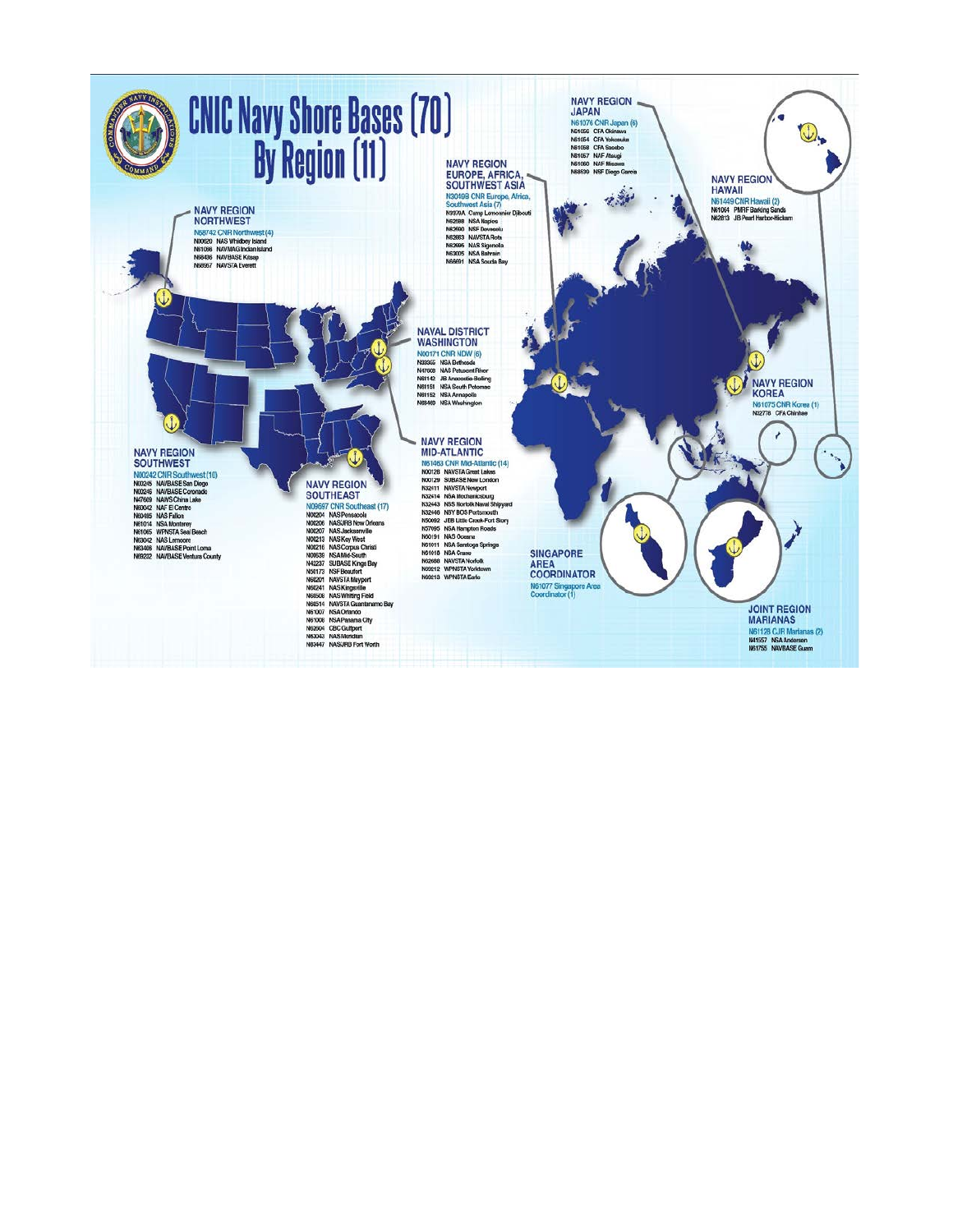# CNIC Navy Shore Bases (70) By Region (11)

## NAVY REGION NORTHWEST

N68742 CNR Northwest (4)

- N00620 NAS Whidbey Island
- N61066 NAVMAG Indian Island
- N68436 NAVBASE Kitsap
- N68957 NAVSTA Everett

## NAVY REGION SOUTHWEST

N00242 CNR Southwest (10)

- N00245 NAVBASE San Diego
- N00246 NAVBASE Coronado
- N47609 NAWS China Lake
- N60042 NAF El Centro
- N60495 NAS Fallon
- N61014 NSA Monterey
- N61065 WPNSTA Seal Beach
- N63042 NAS Lemoore
- N63406 NAVBASE Point Loma
- N69232 NAVBASE Ventura County

## NAVY REGION SOUTHEAST

N09697 CNR Southeast (17)

- N00204 NAS Pensacola
- N00206 NASJRB New Orleans
- N00207 NAS Jacksonville
- N00213 NAS Key West
- N00216 NAS Corpus Christi
- N00639 NSA Mid-South
- N42237 SUBASE Kings Bay
- N50173 NSF Beaufort
- N60201 NAVSTA Mayport
- N60241 NAS Kingsville
- N60508 NAS Whiting Field
- N60514 NAVSTA Guantanamo Bay
- N61007 NSA Orlando
- N61008 NSA Panama City
- N62604 CBC Gulfport
- N63043 NAS Meridian
- N83447 NASJRB Fort Worth

## NAVAL DISTRICT WASHINGTON

N00171 CNR NDW (6)

- N33365 NSA Bethesda
- N47608 NAS Patuxent River
- N61142 JB Anacostia-Bolling
- N61151 NSA South Potomac
- N61152 NSA Annapolis
- N68469 NSA Washington

## NAVY REGION MID-ATLANTIC

N61463 CNR Mid-Atlantic (14)

- N00128 NAVSTA Great Lakes
- N00129 SUBASE New London
- N32411 NAVSTA Newport
- N32414 NSA Mechanicsburg
- N32443 NSS Norfolk Naval Shipyard
- N32446 NSY BOS Portsmouth
- N50092 JEB Little Creek-Fort Story
- N57095 NSA Hampton Roads
- N60191 NAS Oceana
- N61011 NSA Saratoga Springs
- N61018 NSA Crane
- N62688 NAVSTA Norfolk
- N69212 WPNSTA Yorktown
- N69213 WPNSTA Earle

## NAVY REGION EUROPE, AFRICA, SOUTHWEST ASIA

N30199 CNR Europe, Africa, Southwest Asia (7)

- N3970A Camp Lemonnier Djibouti
- N62588 NSA Naples
- N62590 NSF Deveselu
- N62863 NAVSTA Rota
- N62995 NAS Sigonella
- N63005 NSA Bahrain
- N66691 NSA Souda Bay

## NAVY REGION JAPAN

N61076 CNR Japan (6)

- N61056 CFA Okinawa
- N61054 CFA Yokosuka
- N61058 CFA Sasebo
- N61057 NAF Atsugi
- N61060 NAF Misawa
- N68630 NSF Diego Garcia

## NAVY REGION HAWAII

N61449 CNR Hawaii (2)

- N61064 PMRF Barking Sands
- N62813 JB Pearl Harbor-Hickam

## NAVY REGION KOREA

N61075 CNR Korea (1)

- N32778 CFA Chinhae

## SINGAPORE AREA COORDINATOR

N61077 Singapore Area Coordinator (1)

## JOINT REGION MARIANAS

N61128 CJR Marianas (2)

- N41557 NSA Andersen
- N61755 NAVBASE Guam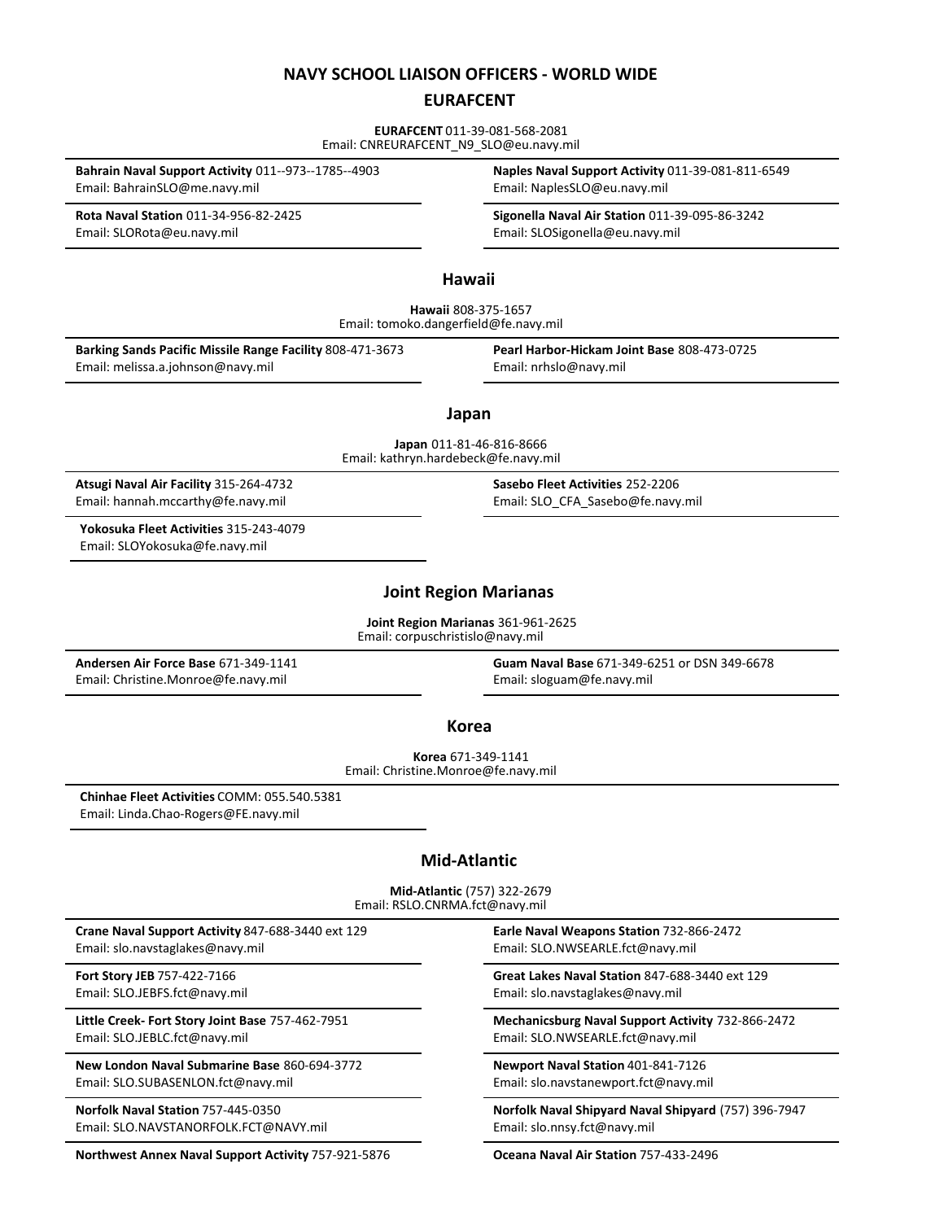# NAVY SCHOOL LIAISON OFFICERS - WORLD WIDE

## EURAFCENT

**EURAFCENT** 011-39-081-568-2081
Email: CNREURAFCENT_N9_SLO@eu.navy.mil

**Bahrain Naval Support Activity** 011--973--1785--4903
Email: BahrainSLO@me.navy.mil

**Naples Naval Support Activity** 011-39-081-811-6549
Email: NaplesSLO@eu.navy.mil

**Rota Naval Station** 011-34-956-82-2425
Email: SLORota@eu.navy.mil

**Sigonella Naval Air Station** 011-39-095-86-3242
Email: SLOSigonella@eu.navy.mil

## Hawaii

**Hawaii** 808-375-1657
Email: tomoko.dangerfield@fe.navy.mil

**Barking Sands Pacific Missile Range Facility** 808-471-3673
Email: melissa.a.johnson@navy.mil

**Pearl Harbor-Hickam Joint Base** 808-473-0725
Email: nrhslo@navy.mil

## Japan

**Japan** 011-81-46-816-8666
Email: kathryn.hardebeck@fe.navy.mil

**Atsugi Naval Air Facility** 315-264-4732
Email: hannah.mccarthy@fe.navy.mil

**Sasebo Fleet Activities** 252-2206
Email: SLO_CFA_Sasebo@fe.navy.mil

**Yokosuka Fleet Activities** 315-243-4079
Email: SLOYokosuka@fe.navy.mil

## Joint Region Marianas

**Joint Region Marianas** 361-961-2625
Email: corpuschristislo@navy.mil

**Andersen Air Force Base** 671-349-1141
Email: Christine.Monroe@fe.navy.mil

**Guam Naval Base** 671-349-6251 or DSN 349-6678
Email: sloguam@fe.navy.mil

## Korea

**Korea** 671-349-1141
Email: Christine.Monroe@fe.navy.mil

**Chinhae Fleet Activities** COMM: 055.540.5381
Email: Linda.Chao-Rogers@FE.navy.mil

## Mid-Atlantic

**Mid-Atlantic** (757) 322-2679
Email: RSLO.CNRMA.fct@navy.mil

**Crane Naval Support Activity** 847-688-3440 ext 129
Email: slo.navstaglakes@navy.mil

**Earle Naval Weapons Station** 732-866-2472
Email: SLO.NWSEARLE.fct@navy.mil

**Fort Story JEB** 757-422-7166
Email: SLO.JEBFS.fct@navy.mil

**Great Lakes Naval Station** 847-688-3440 ext 129
Email: slo.navstaglakes@navy.mil

**Little Creek- Fort Story Joint Base** 757-462-7951
Email: SLO.JEBLC.fct@navy.mil

**Mechanicsburg Naval Support Activity** 732-866-2472
Email: SLO.NWSEARLE.fct@navy.mil

**New London Naval Submarine Base** 860-694-3772
Email: SLO.SUBASENLON.fct@navy.mil

**Newport Naval Station** 401-841-7126
Email: slo.navstanewport.fct@navy.mil

**Norfolk Naval Station** 757-445-0350
Email: SLO.NAVSTANORFOLK.FCT@NAVY.mil

**Norfolk Naval Shipyard Naval Shipyard** (757) 396-7947
Email: slo.nnsy.fct@navy.mil

**Northwest Annex Naval Support Activity** 757-921-5876

**Oceana Naval Air Station** 757-433-2496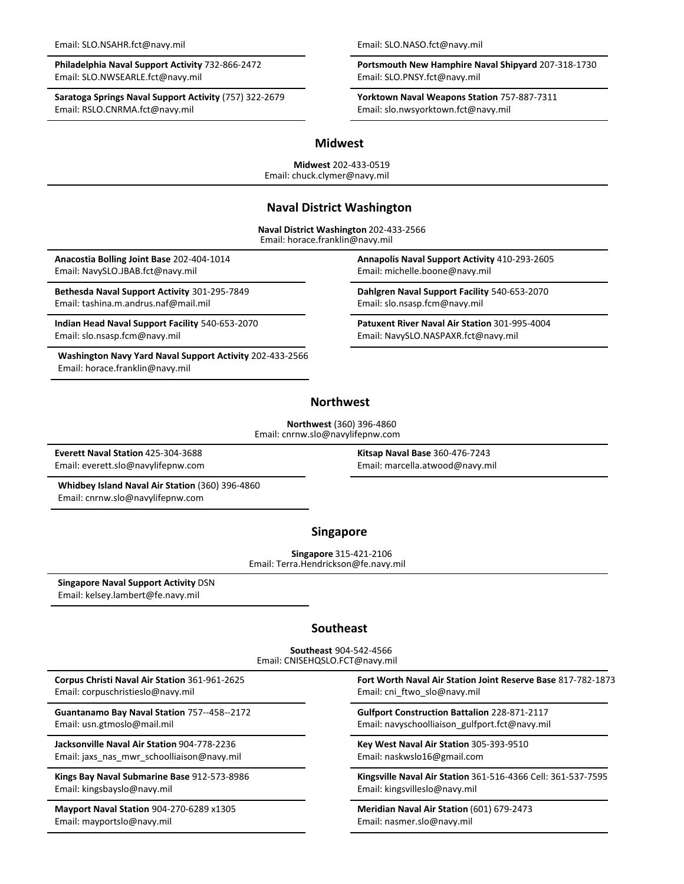Email: SLO.NSAHR.fct@navy.mil

**Philadelphia Naval Support Activity** 732-866-2472
Email: SLO.NWSEARLE.fct@navy.mil

**Saratoga Springs Naval Support Activity** (757) 322-2679
Email: RSLO.CNRMA.fct@navy.mil

Email: SLO.NASO.fct@navy.mil

**Portsmouth New Hampshire Naval Shipyard** 207-318-1730
Email: SLO.PNSY.fct@navy.mil

**Yorktown Naval Weapons Station** 757-887-7311
Email: slo.nwsyorktown.fct@navy.mil

## Midwest

**Midwest** 202-433-0519
Email: chuck.clymer@navy.mil

## Naval District Washington

**Naval District Washington** 202-433-2566
Email: horace.franklin@navy.mil

**Anacostia Bolling Joint Base** 202-404-1014
Email: NavySLO.JBAB.fct@navy.mil

**Annapolis Naval Support Activity** 410-293-2605
Email: michelle.boone@navy.mil

**Bethesda Naval Support Activity** 301-295-7849
Email: tashina.m.andrus.naf@mail.mil

**Dahlgren Naval Support Facility** 540-653-2070
Email: slo.nsasp.fcm@navy.mil

**Indian Head Naval Support Facility** 540-653-2070
Email: slo.nsasp.fcm@navy.mil

**Patuxent River Naval Air Station** 301-995-4004
Email: NavySLO.NASPAXR.fct@navy.mil

**Washington Navy Yard Naval Support Activity** 202-433-2566
Email: horace.franklin@navy.mil

## Northwest

**Northwest** (360) 396-4860
Email: cnrnw.slo@navylifepnw.com

**Everett Naval Station** 425-304-3688
Email: everett.slo@navylifepnw.com

**Kitsap Naval Base** 360-476-7243
Email: marcella.atwood@navy.mil

**Whidbey Island Naval Air Station** (360) 396-4860
Email: cnrnw.slo@navylifepnw.com

## Singapore

**Singapore** 315-421-2106
Email: Terra.Hendrickson@fe.navy.mil

**Singapore Naval Support Activity** DSN
Email: kelsey.lambert@fe.navy.mil

## Southeast

**Southeast** 904-542-4566
Email: CNISEHQSLO.FCT@navy.mil

**Corpus Christi Naval Air Station** 361-961-2625
Email: corpuschristieslo@navy.mil

**Fort Worth Naval Air Station Joint Reserve Base** 817-782-1873
Email: cni_ftwo_slo@navy.mil

**Guantanamo Bay Naval Station** 757--458--2172
Email: usn.gtmoslo@mail.mil

**Gulfport Construction Battalion** 228-871-2117
Email: navyschoolliaison_gulfport.fct@navy.mil

**Jacksonville Naval Air Station** 904-778-2236
Email: jaxs_nas_mwr_schoolliaison@navy.mil

**Key West Naval Air Station** 305-393-9510
Email: naskwslo16@gmail.com

**Kings Bay Naval Submarine Base** 912-573-8986
Email: kingsbayslo@navy.mil

**Kingsville Naval Air Station** 361-516-4366 Cell: 361-537-7595
Email: kingsvilleslo@navy.mil

**Mayport Naval Station** 904-270-6289 x1305
Email: mayportslo@navy.mil

**Meridian Naval Air Station** (601) 679-2473
Email: nasmer.slo@navy.mil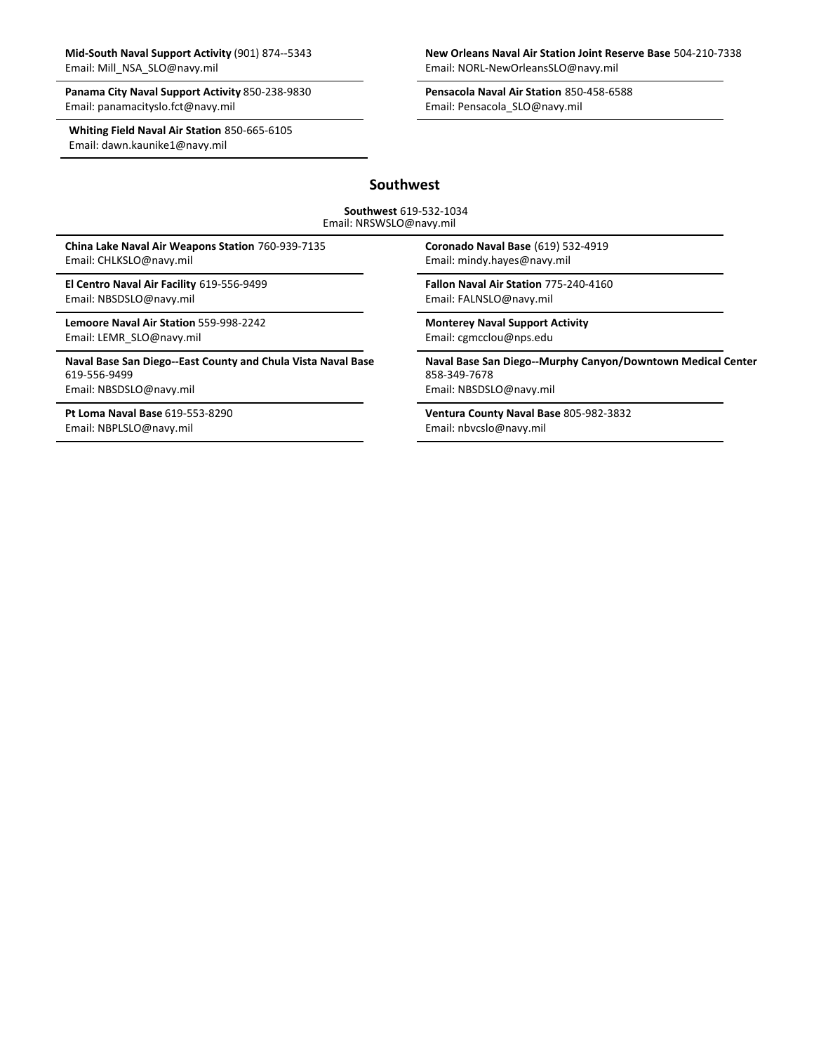**Mid-South Naval Support Activity** (901) 874--5343
Email: Mill_NSA_SLO@navy.mil

**New Orleans Naval Air Station Joint Reserve Base** 504-210-7338
Email: NORL-NewOrleansSLO@navy.mil

**Panama City Naval Support Activity** 850-238-9830
Email: panamacityslo.fct@navy.mil

**Pensacola Naval Air Station** 850-458-6588
Email: Pensacola_SLO@navy.mil

**Whiting Field Naval Air Station** 850-665-6105
Email: dawn.kaunike1@navy.mil

## Southwest

**Southwest** 619-532-1034
Email: NRSWSLO@navy.mil

**China Lake Naval Air Weapons Station** 760-939-7135
Email: CHLKSLO@navy.mil

**Coronado Naval Base** (619) 532-4919
Email: mindy.hayes@navy.mil

**El Centro Naval Air Facility** 619-556-9499
Email: NBSDSLO@navy.mil

**Fallon Naval Air Station** 775-240-4160
Email: FALNSLO@navy.mil

**Lemoore Naval Air Station** 559-998-2242
Email: LEMR_SLO@navy.mil

**Monterey Naval Support Activity**
Email: cgmcclou@nps.edu

**Naval Base San Diego--East County and Chula Vista Naval Base**
619-556-9499
Email: NBSDSLO@navy.mil

**Naval Base San Diego--Murphy Canyon/Downtown Medical Center**
858-349-7678
Email: NBSDSLO@navy.mil

**Pt Loma Naval Base** 619-553-8290
Email: NBPLSLO@navy.mil

**Ventura County Naval Base** 805-982-3832
Email: nbvcslo@navy.mil